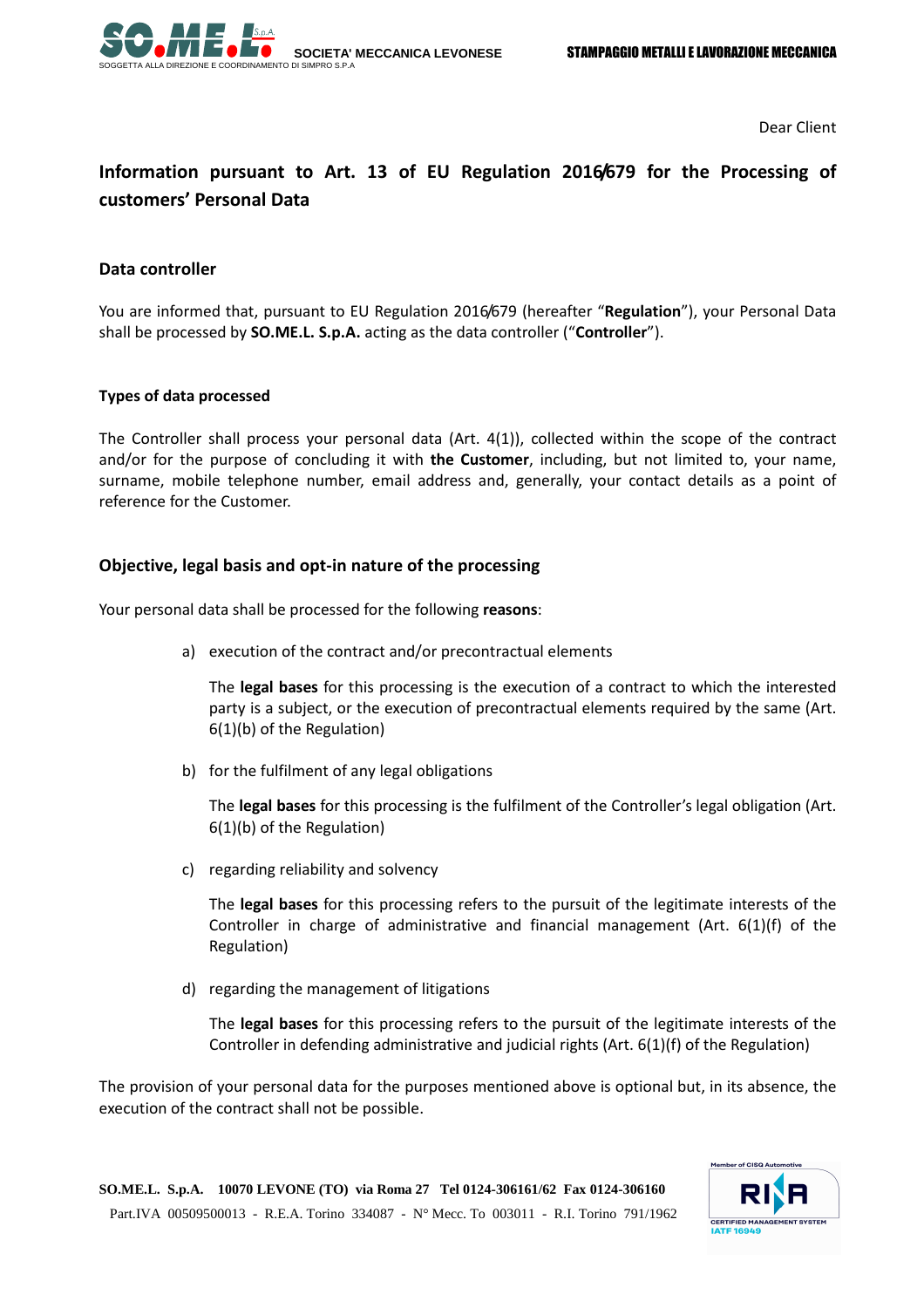Dear Client

# Information pursuant to Art. 13 of EU Regulation 2016/679 for the Processing of customers' Personal Data

## Data controller

You are informed that, pursuant to EU Regulation 2016/679 (hereafter "**Regulation**"), your Personal Data shall be processed by **SO.ME.L. S.p.A.** acting as the data controller ("**Controller**").

### Types of data processed

The Controller shall process your personal data (Art. 4(1)), collected within the scope of the contract and/or for the purpose of concluding it with **the Customer**, including, but not limited to, your name, surname, mobile telephone number, email address and, generally, your contact details as a point of reference for the Customer.

## Objective, legal basis and opt-in nature of the processing

Your personal data shall be processed for the following **reasons**:

a) execution of the contract and/or precontractual elements

   The **legal bases** for this processing is the execution of a contract to which the interested party is a subject, or the execution of precontractual elements required by the same (Art. 6(1)(b) of the Regulation)

b) for the fulfilment of any legal obligations

   The **legal bases** for this processing is the fulfilment of the Controller's legal obligation (Art. 6(1)(b) of the Regulation)

c) regarding reliability and solvency

   The **legal bases** for this processing refers to the pursuit of the legitimate interests of the Controller in charge of administrative and financial management (Art. 6(1)(f) of the Regulation)

d) regarding the management of litigations

   The **legal bases** for this processing refers to the pursuit of the legitimate interests of the Controller in defending administrative and judicial rights (Art. 6(1)(f) of the Regulation)

The provision of your personal data for the purposes mentioned above is optional but, in its absence, the execution of the contract shall not be possible.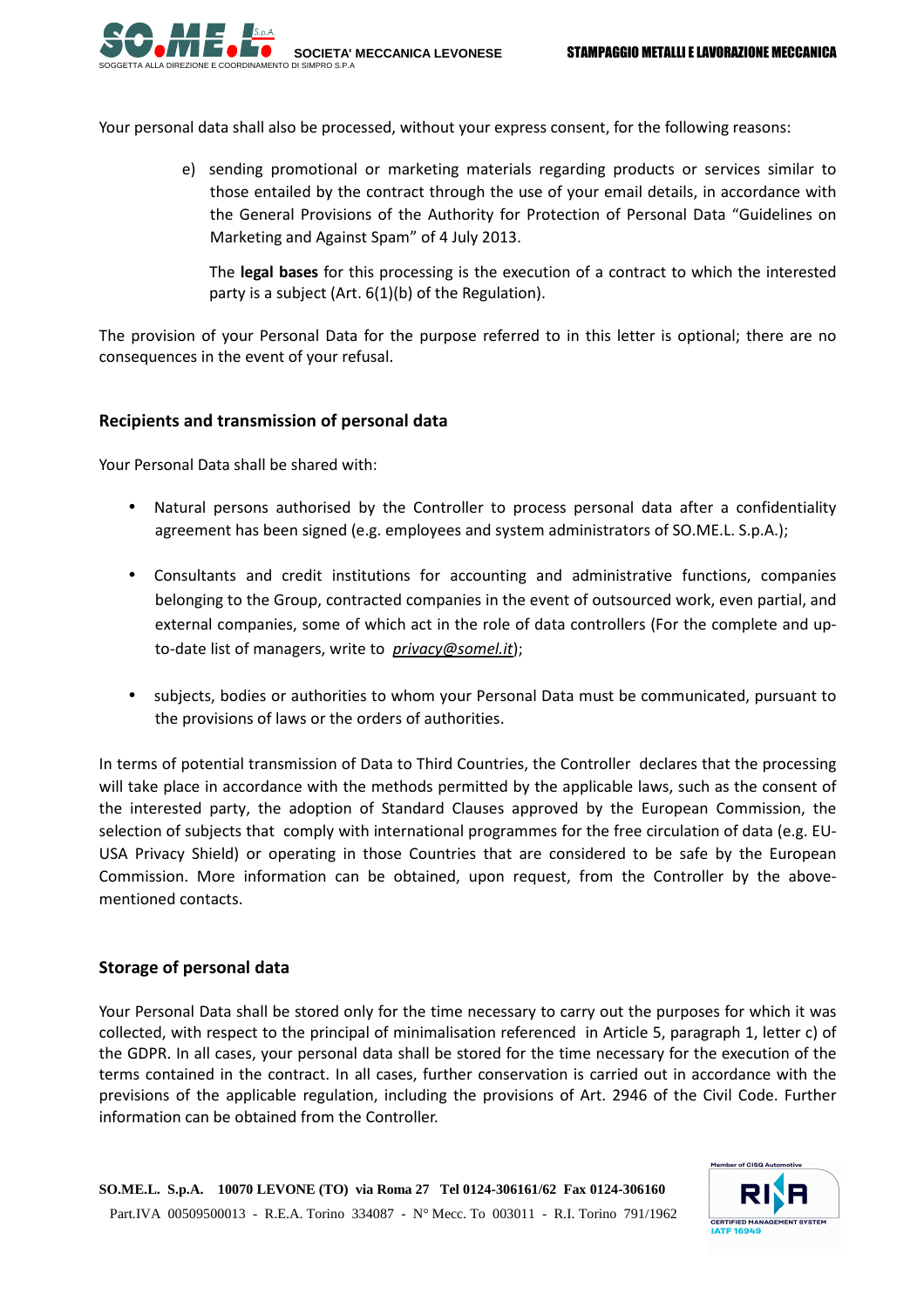Your personal data shall also be processed, without your express consent, for the following reasons:

e) sending promotional or marketing materials regarding products or services similar to those entailed by the contract through the use of your email details, in accordance with the General Provisions of the Authority for Protection of Personal Data "Guidelines on Marketing and Against Spam" of 4 July 2013.

   The **legal bases** for this processing is the execution of a contract to which the interested party is a subject (Art. 6(1)(b) of the Regulation).

The provision of your Personal Data for the purpose referred to in this letter is optional; there are no consequences in the event of your refusal.

## Recipients and transmission of personal data

Your Personal Data shall be shared with:

- Natural persons authorised by the Controller to process personal data after a confidentiality agreement has been signed (e.g. employees and system administrators of SO.ME.L. S.p.A.);
- Consultants and credit institutions for accounting and administrative functions, companies belonging to the Group, contracted companies in the event of outsourced work, even partial, and external companies, some of which act in the role of data controllers (For the complete and up-to-date list of managers, write to *privacy@somel.it*);
- subjects, bodies or authorities to whom your Personal Data must be communicated, pursuant to the provisions of laws or the orders of authorities.

In terms of potential transmission of Data to Third Countries, the Controller declares that the processing will take place in accordance with the methods permitted by the applicable laws, such as the consent of the interested party, the adoption of Standard Clauses approved by the European Commission, the selection of subjects that comply with international programmes for the free circulation of data (e.g. EU-USA Privacy Shield) or operating in those Countries that are considered to be safe by the European Commission. More information can be obtained, upon request, from the Controller by the above-mentioned contacts.

## Storage of personal data

Your Personal Data shall be stored only for the time necessary to carry out the purposes for which it was collected, with respect to the principal of minimalisation referenced in Article 5, paragraph 1, letter c) of the GDPR. In all cases, your personal data shall be stored for the time necessary for the execution of the terms contained in the contract. In all cases, further conservation is carried out in accordance with the previsions of the applicable regulation, including the provisions of Art. 2946 of the Civil Code. Further information can be obtained from the Controller.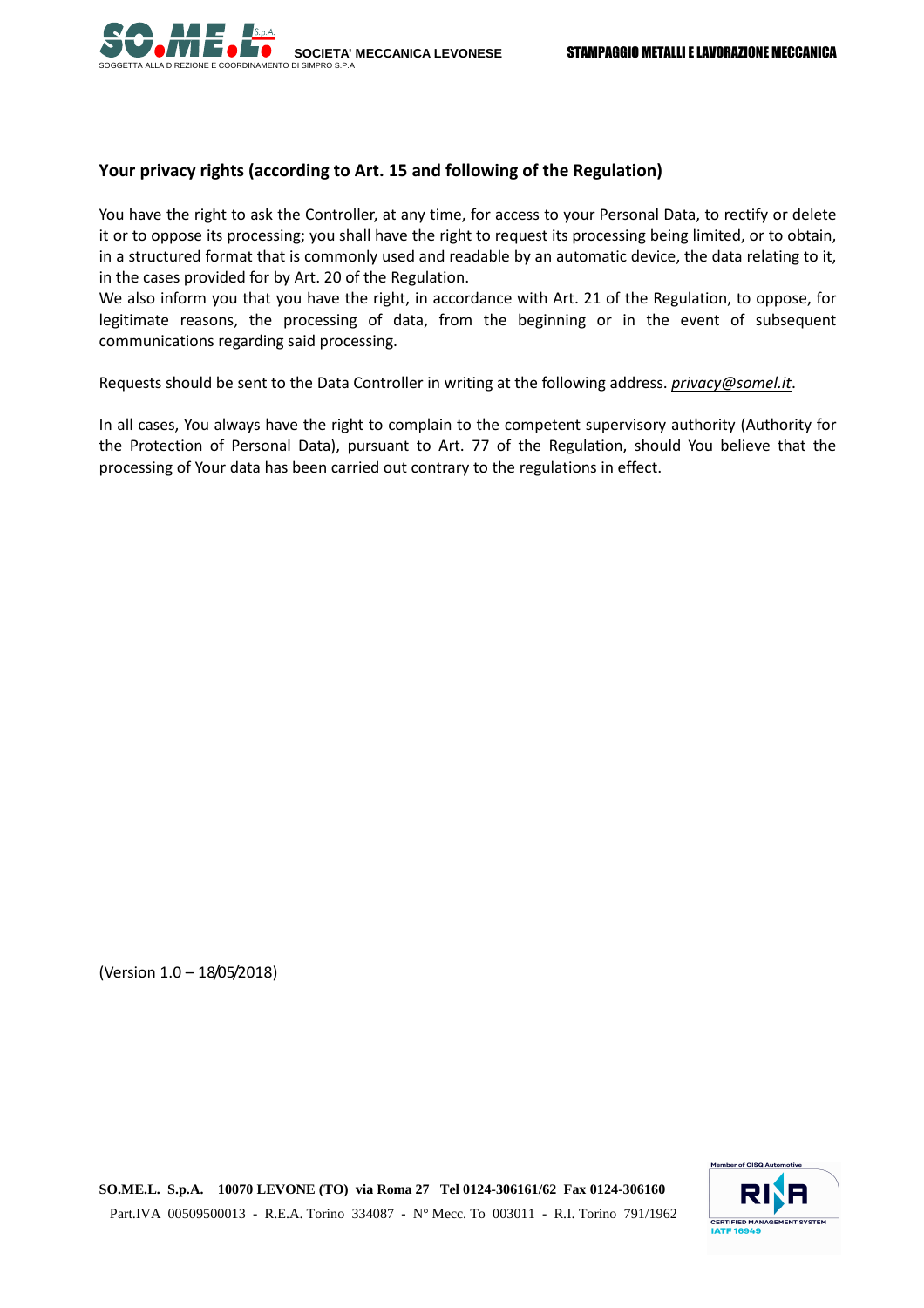### Your privacy rights (according to Art. 15 and following of the Regulation)

You have the right to ask the Controller, at any time, for access to your Personal Data, to rectify or delete it or to oppose its processing; you shall have the right to request its processing being limited, or to obtain, in a structured format that is commonly used and readable by an automatic device, the data relating to it, in the cases provided for by Art. 20 of the Regulation.
We also inform you that you have the right, in accordance with Art. 21 of the Regulation, to oppose, for legitimate reasons, the processing of data, from the beginning or in the event of subsequent communications regarding said processing.

Requests should be sent to the Data Controller in writing at the following address. *privacy@somel.it*.

In all cases, You always have the right to complain to the competent supervisory authority (Authority for the Protection of Personal Data), pursuant to Art. 77 of the Regulation, should You believe that the processing of Your data has been carried out contrary to the regulations in effect.

(Version 1.0 – 18/05/2018)